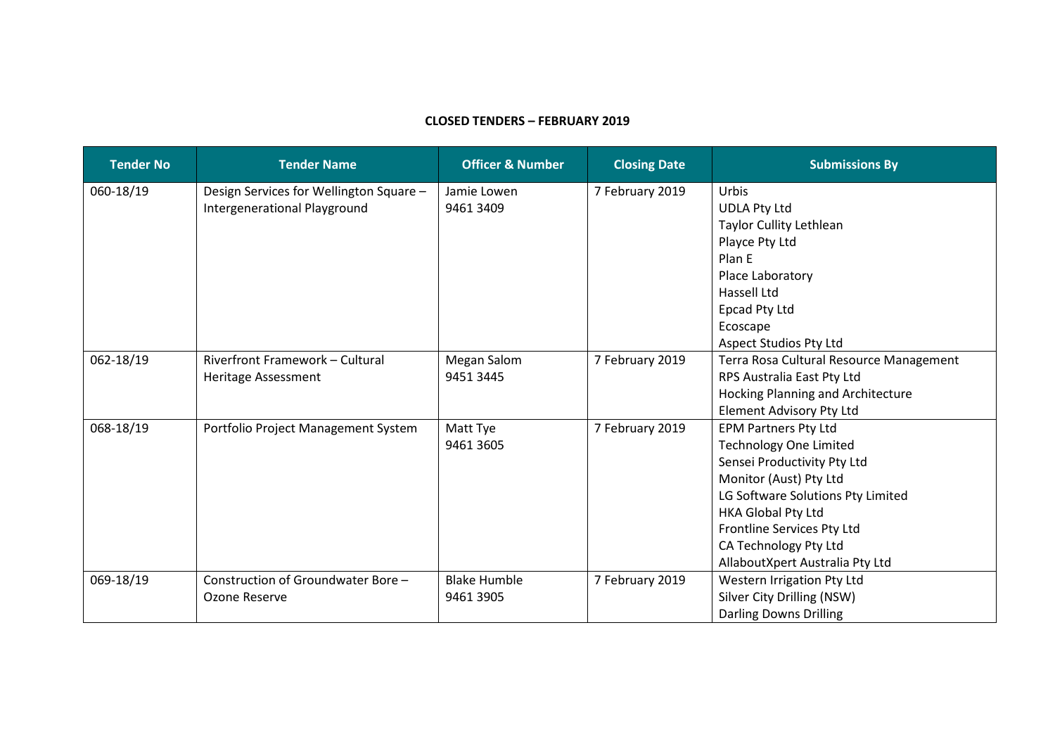**CLOSED TENDERS – FEBRUARY 2019**

| Tender No | Tender Name | Officer & Number | Closing Date | Submissions By |
|---|---|---|---|---|
| 060-18/19 | Design Services for Wellington Square – Intergenerational Playground | Jamie Lowen 9461 3409 | 7 February 2019 | Urbis<br>UDLA Pty Ltd<br>Taylor Cullity Lethlean<br>Playce Pty Ltd<br>Plan E<br>Place Laboratory<br>Hassell Ltd<br>Epcad Pty Ltd<br>Ecoscape<br>Aspect Studios Pty Ltd |
| 062-18/19 | Riverfront Framework – Cultural Heritage Assessment | Megan Salom 9451 3445 | 7 February 2019 | Terra Rosa Cultural Resource Management<br>RPS Australia East Pty Ltd<br>Hocking Planning and Architecture<br>Element Advisory Pty Ltd |
| 068-18/19 | Portfolio Project Management System | Matt Tye 9461 3605 | 7 February 2019 | EPM Partners Pty Ltd<br>Technology One Limited<br>Sensei Productivity Pty Ltd<br>Monitor (Aust) Pty Ltd<br>LG Software Solutions Pty Limited<br>HKA Global Pty Ltd<br>Frontline Services Pty Ltd<br>CA Technology Pty Ltd<br>AllaboutXpert Australia Pty Ltd |
| 069-18/19 | Construction of Groundwater Bore – Ozone Reserve | Blake Humble 9461 3905 | 7 February 2019 | Western Irrigation Pty Ltd<br>Silver City Drilling (NSW)<br>Darling Downs Drilling |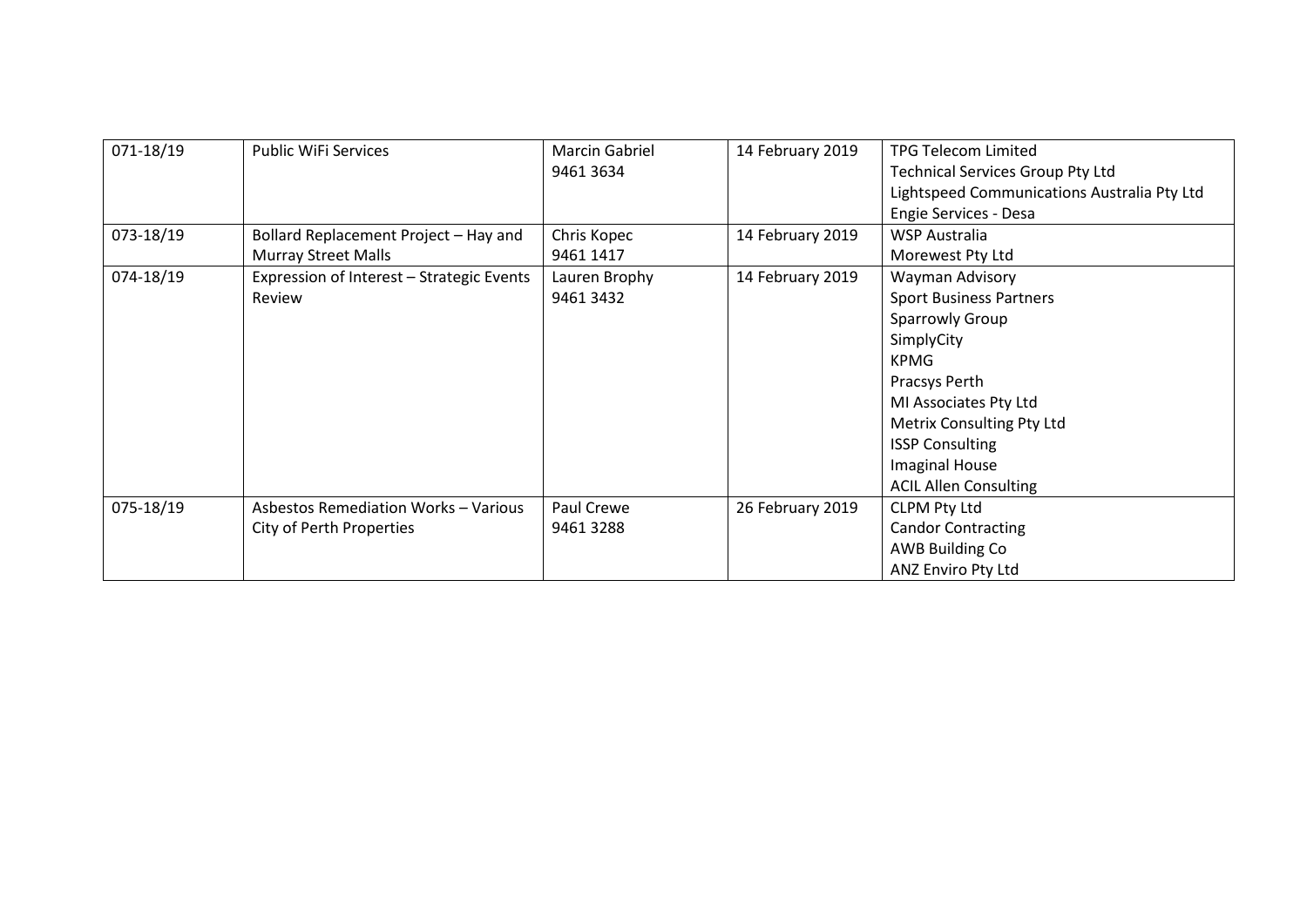| | | | | |
|---|---|---|---|---|
| 071-18/19 | Public WiFi Services | Marcin Gabriel<br>9461 3634 | 14 February 2019 | TPG Telecom Limited<br>Technical Services Group Pty Ltd<br>Lightspeed Communications Australia Pty Ltd<br>Engie Services - Desa |
| 073-18/19 | Bollard Replacement Project – Hay and Murray Street Malls | Chris Kopec<br>9461 1417 | 14 February 2019 | WSP Australia<br>Morewest Pty Ltd |
| 074-18/19 | Expression of Interest – Strategic Events Review | Lauren Brophy<br>9461 3432 | 14 February 2019 | Wayman Advisory<br>Sport Business Partners<br>Sparrowly Group<br>SimplyCity<br>KPMG<br>Pracsys Perth<br>MI Associates Pty Ltd<br>Metrix Consulting Pty Ltd<br>ISSP Consulting<br>Imaginal House<br>ACIL Allen Consulting |
| 075-18/19 | Asbestos Remediation Works – Various City of Perth Properties | Paul Crewe<br>9461 3288 | 26 February 2019 | CLPM Pty Ltd<br>Candor Contracting<br>AWB Building Co<br>ANZ Enviro Pty Ltd |